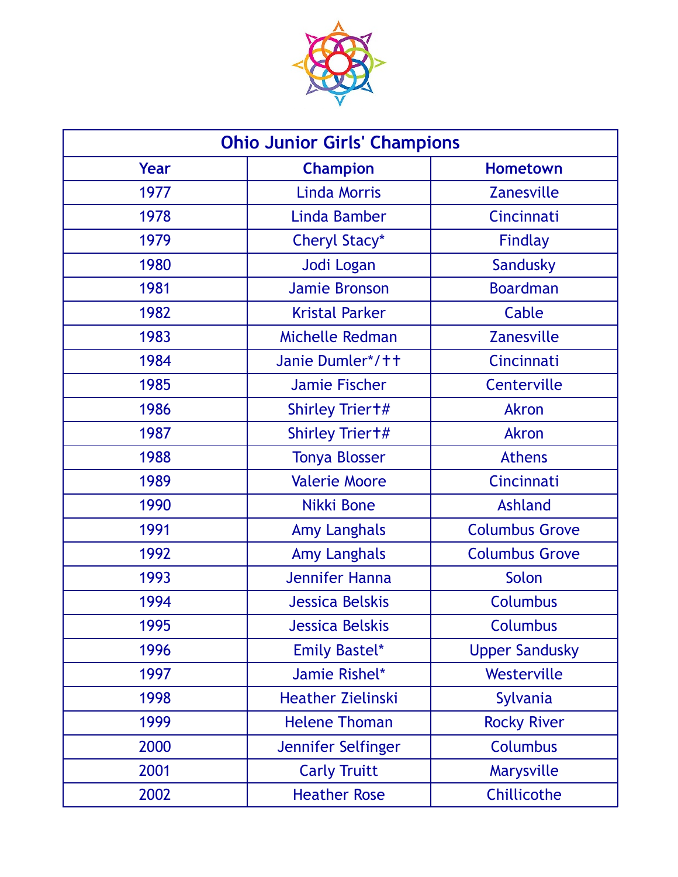| Ohio Junior Girls' Champions | | |
|---|---|---|
| **Year** | **Champion** | **Hometown** |
| 1977 | Linda Morris | Zanesville |
| 1978 | Linda Bamber | Cincinnati |
| 1979 | Cheryl Stacy* | Findlay |
| 1980 | Jodi Logan | Sandusky |
| 1981 | Jamie Bronson | Boardman |
| 1982 | Kristal Parker | Cable |
| 1983 | Michelle Redman | Zanesville |
| 1984 | Janie Dumler*/†† | Cincinnati |
| 1985 | Jamie Fischer | Centerville |
| 1986 | Shirley Trier†# | Akron |
| 1987 | Shirley Trier†# | Akron |
| 1988 | Tonya Blosser | Athens |
| 1989 | Valerie Moore | Cincinnati |
| 1990 | Nikki Bone | Ashland |
| 1991 | Amy Langhals | Columbus Grove |
| 1992 | Amy Langhals | Columbus Grove |
| 1993 | Jennifer Hanna | Solon |
| 1994 | Jessica Belskis | Columbus |
| 1995 | Jessica Belskis | Columbus |
| 1996 | Emily Bastel* | Upper Sandusky |
| 1997 | Jamie Rishel* | Westerville |
| 1998 | Heather Zielinski | Sylvania |
| 1999 | Helene Thoman | Rocky River |
| 2000 | Jennifer Selfinger | Columbus |
| 2001 | Carly Truitt | Marysville |
| 2002 | Heather Rose | Chillicothe |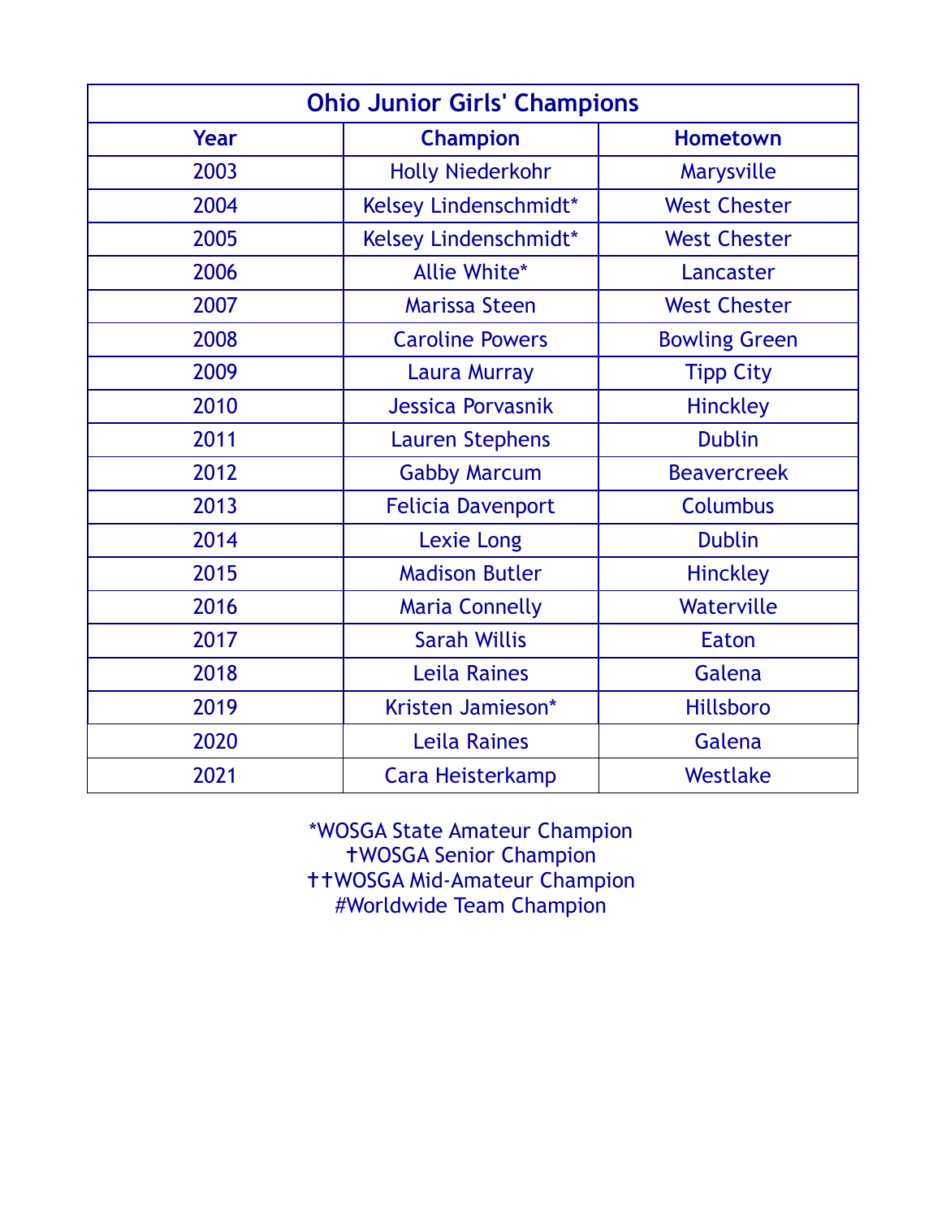| Ohio Junior Girls' Champions | | |
|---|---|---|
| **Year** | **Champion** | **Hometown** |
| 2003 | Holly Niederkohr | Marysville |
| 2004 | Kelsey Lindenschmidt* | West Chester |
| 2005 | Kelsey Lindenschmidt* | West Chester |
| 2006 | Allie White* | Lancaster |
| 2007 | Marissa Steen | West Chester |
| 2008 | Caroline Powers | Bowling Green |
| 2009 | Laura Murray | Tipp City |
| 2010 | Jessica Porvasnik | Hinckley |
| 2011 | Lauren Stephens | Dublin |
| 2012 | Gabby Marcum | Beavercreek |
| 2013 | Felicia Davenport | Columbus |
| 2014 | Lexie Long | Dublin |
| 2015 | Madison Butler | Hinckley |
| 2016 | Maria Connelly | Waterville |
| 2017 | Sarah Willis | Eaton |
| 2018 | Leila Raines | Galena |
| 2019 | Kristen Jamieson* | Hillsboro |
| 2020 | Leila Raines | Galena |
| 2021 | Cara Heisterkamp | Westlake |

*WOSGA State Amateur Champion
†WOSGA Senior Champion
††WOSGA Mid-Amateur Champion
#Worldwide Team Champion